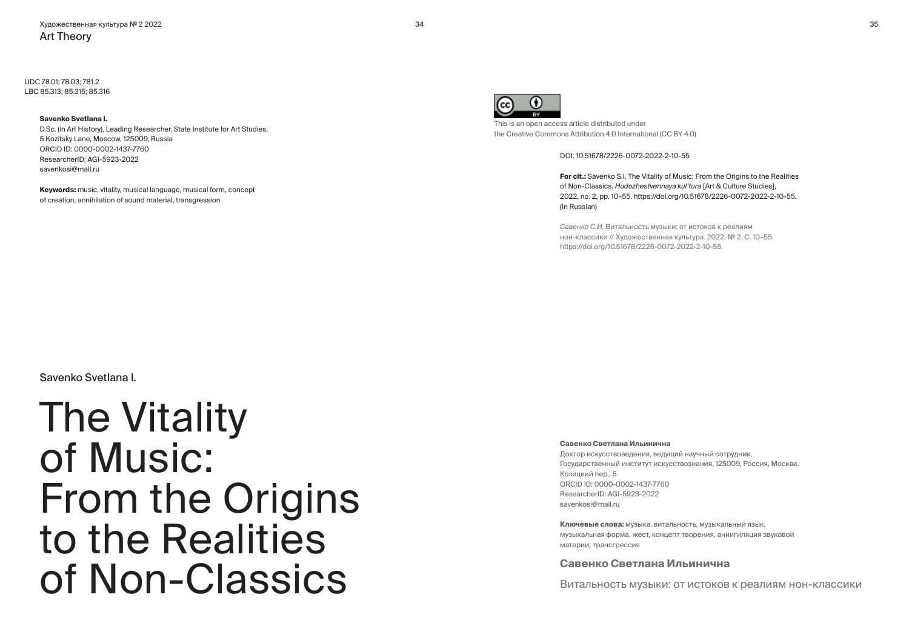UDC 78.01; 78.03; 781.2
LBC 85.313; 85.315; 85.316

**Savenko Svetlana I.**
D.Sc. (in Art History), Leading Researcher, State Institute for Art Studies,
5 Kozitsky Lane, Moscow, 125009, Russia
ORCID ID: 0000-0002-1437-7760
ResearcherID: AGI-5923-2022
savenkosi@mail.ru

**Keywords:** music, vitality, musical language, musical form, concept of creation, annihilation of sound material, transgression

This is an open access article distributed under the Creative Commons Attribution 4.0 International (CC BY 4.0)

DOI: 10.51678/2226-0072-2022-2-10-55

**For cit.:** Savenko S.I. The Vitality of Music: From the Origins to the Realities of Non-Classics. *Hudozhestvennaya kul'tura* [Art & Culture Studies], 2022, no. 2, pp. 10–55. https://doi.org/10.51678/2226-0072-2022-2-10-55. (In Russian)

*Савенко С.И.* Витальность музыки: от истоков к реалиям нон-классики // Художественная культура. 2022. № 2. С. 10–55. https://doi.org/10.51678/2226-0072-2022-2-10-55.

Savenko Svetlana I.

# The Vitality of Music: From the Origins to the Realities of Non-Classics

**Савенко Светлана Ильинична**
Доктор искусствоведения, ведущий научный сотрудник, Государственный институт искусствознания, 125009, Россия, Москва, Козицкий пер., 5
ORCID ID: 0000-0002-1437-7760
ResearcherID: AGI-5923-2022
savenkosi@mail.ru

**Ключевые слова:** музыка, витальность, музыкальный язык, музыкальная форма, жест, концепт творения, аннигиляция звуковой материи, трансгрессия

**Савенко Светлана Ильинична**

Витальность музыки: от истоков к реалиям нон-классики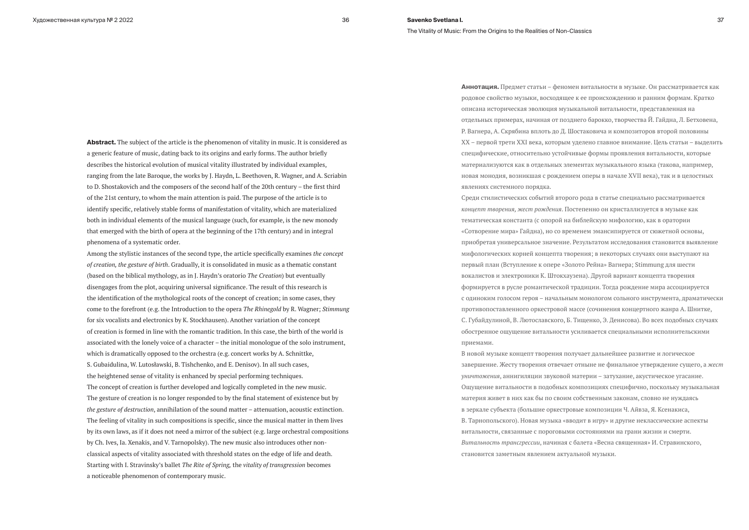**Abstract.** The subject of the article is the phenomenon of vitality in music. It is considered as a generic feature of music, dating back to its origins and early forms. The author briefly describes the historical evolution of musical vitality illustrated by individual examples, ranging from the late Baroque, the works by J. Haydn, L. Beethoven, R. Wagner, and A. Scriabin to D. Shostakovich and the composers of the second half of the 20th century – the first third of the 21st century, to whom the main attention is paid. The purpose of the article is to identify specific, relatively stable forms of manifestation of vitality, which are materialized both in individual elements of the musical language (such, for example, is the new monody that emerged with the birth of opera at the beginning of the 17th century) and in integral phenomena of a systematic order.

Among the stylistic instances of the second type, the article specifically examines *the concept of creation, the gesture of birth*. Gradually, it is consolidated in music as a thematic constant (based on the biblical mythology, as in J. Haydn's oratorio *The Creation*) but eventually disengages from the plot, acquiring universal significance. The result of this research is the identification of the mythological roots of the concept of creation; in some cases, they come to the forefront (e.g. the Introduction to the opera *The Rhinegold* by R. Wagner; *Stimmung* for six vocalists and electronics by K. Stockhausen). Another variation of the concept of creation is formed in line with the romantic tradition. In this case, the birth of the world is associated with the lonely voice of a character – the initial monologue of the solo instrument, which is dramatically opposed to the orchestra (e.g. concert works by A. Schnittke, S. Gubaidulina, W. Lutosławski, B. Tishchenko, and E. Denisov). In all such cases, the heightened sense of vitality is enhanced by special performing techniques.

The concept of creation is further developed and logically completed in the new music. The gesture of creation is no longer responded to by the final statement of existence but by *the gesture of destruction*, annihilation of the sound matter – attenuation, acoustic extinction. The feeling of vitality in such compositions is specific, since the musical matter in them lives by its own laws, as if it does not need a mirror of the subject (e.g. large orchestral compositions by Ch. Ives, Ia. Xenakis, and V. Tarnopolsky). The new music also introduces other non-classical aspects of vitality associated with threshold states on the edge of life and death. Starting with I. Stravinsky's ballet *The Rite of Spring,* the *vitality of transgression* becomes a noticeable phenomenon of contemporary music.

**Аннотация.** Предмет статьи – феномен витальности в музыке. Он рассматривается как родовое свойство музыки, восходящее к ее происхождению и ранним формам. Кратко описана историческая эволюция музыкальной витальности, представленная на отдельных примерах, начиная от позднего барокко, творчества Й. Гайдна, Л. Бетховена, Р. Вагнера, А. Скрябина вплоть до Д. Шостаковича и композиторов второй половины XX – первой трети XXI века, которым уделено главное внимание. Цель статьи – выделить специфические, относительно устойчивые формы проявления витальности, которые материализуются как в отдельных элементах музыкального языка (такова, например, новая монодия, возникшая с рождением оперы в начале XVII века), так и в целостных явлениях системного порядка.

Среди стилистических событий второго рода в статье специально рассматривается *концепт творения, жест рождения*. Постепенно он кристаллизуется в музыке как тематическая константа (с опорой на библейскую мифологию, как в оратории «Сотворение мира» Гайдна), но со временем эмансипируется от сюжетной основы, приобретая универсальное значение. Результатом исследования становится выявление мифологических корней концепта творения; в некоторых случаях они выступают на первый план (Вступление к опере «Золото Рейна» Вагнера; Stimmung для шести вокалистов и электроники К. Штокхаузена). Другой вариант концепта творения формируется в русле романтической традиции. Тогда рождение мира ассоциируется с одиноким голосом героя – начальным монологом сольного инструмента, драматически противопоставленного оркестровой массе (сочинения концертного жанра А. Шнитке, С. Губайдулиной, В. Лютославского, Б. Тищенко, Э. Денисова). Во всех подобных случаях обостренное ощущение витальности усиливается специальными исполнительскими приемами.

В новой музыке концепт творения получает дальнейшее развитие и логическое завершение. Жесту творения отвечает отныне не финальное утверждение сущего, а *жест уничтожения*, аннигиляции звуковой материи – затухание, акустическое угасание. Ощущение витальности в подобных композициях специфично, поскольку музыкальная материя живет в них как бы по своим собственным законам, словно не нуждаясь в зеркале субъекта (большие оркестровые композиции Ч. Айвза, Я. Ксенакиса, В. Тарнопольского). Новая музыка «вводит в игру» и другие неклассические аспекты витальности, связанные с пороговыми состояниями на грани жизни и смерти. *Витальность трансгрессии*, начиная с балета «Весна священная» И. Стравинского, становится заметным явлением актуальной музыки.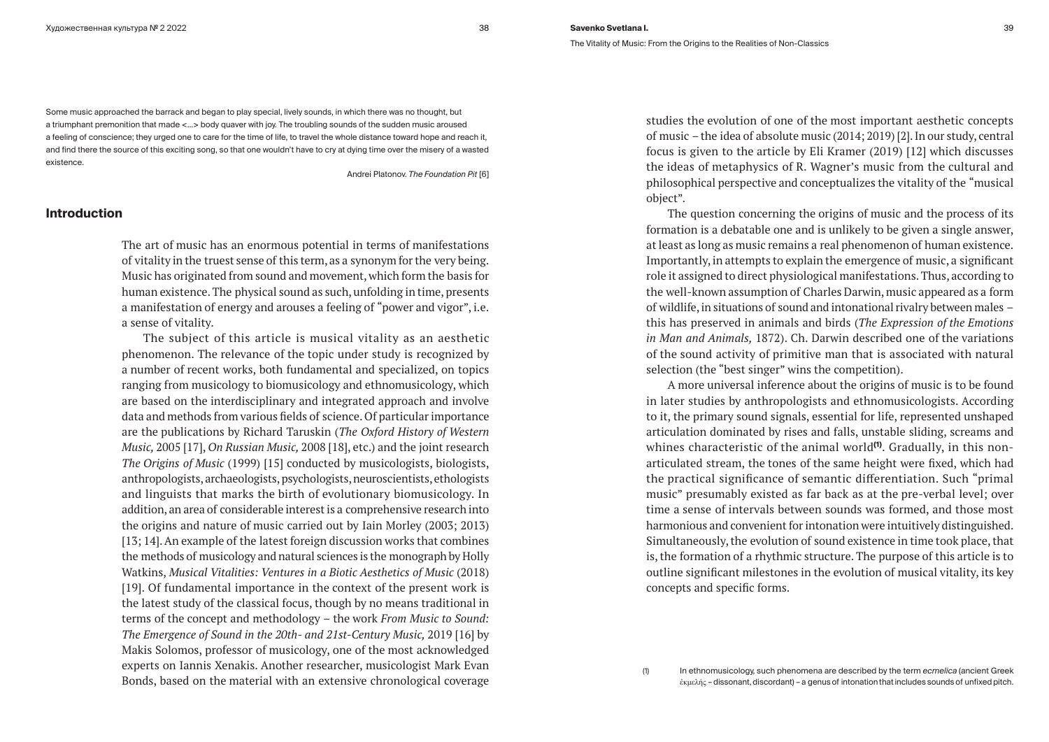Some music approached the barrack and began to play special, lively sounds, in which there was no thought, but a triumphant premonition that made <…> body quaver with joy. The troubling sounds of the sudden music aroused a feeling of conscience; they urged one to care for the time of life, to travel the whole distance toward hope and reach it, and find there the source of this exciting song, so that one wouldn't have to cry at dying time over the misery of a wasted existence.

Andrei Platonov. *The Foundation Pit* [6]

## Introduction

The art of music has an enormous potential in terms of manifestations of vitality in the truest sense of this term, as a synonym for the very being. Music has originated from sound and movement, which form the basis for human existence. The physical sound as such, unfolding in time, presents a manifestation of energy and arouses a feeling of "power and vigor", i.e. a sense of vitality.

The subject of this article is musical vitality as an aesthetic phenomenon. The relevance of the topic under study is recognized by a number of recent works, both fundamental and specialized, on topics ranging from musicology to biomusicology and ethnomusicology, which are based on the interdisciplinary and integrated approach and involve data and methods from various fields of science. Of particular importance are the publications by Richard Taruskin (*The Oxford History of Western Music,* 2005 [17], *On Russian Music,* 2008 [18], etc.) and the joint research *The Origins of Music* (1999) [15] conducted by musicologists, biologists, anthropologists, archaeologists, psychologists, neuroscientists, ethologists and linguists that marks the birth of evolutionary biomusicology. In addition, an area of considerable interest is a comprehensive research into the origins and nature of music carried out by Iain Morley (2003; 2013) [13; 14]. An example of the latest foreign discussion works that combines the methods of musicology and natural sciences is the monograph by Holly Watkins, *Musical Vitalities: Ventures in a Biotic Aesthetics of Music* (2018) [19]. Of fundamental importance in the context of the present work is the latest study of the classical focus, though by no means traditional in terms of the concept and methodology – the work *From Music to Sound: The Emergence of Sound in the 20th- and 21st-Century Music,* 2019 [16] by Makis Solomos, professor of musicology, one of the most acknowledged experts on Iannis Xenakis. Another researcher, musicologist Mark Evan Bonds, based on the material with an extensive chronological coverage studies the evolution of one of the most important aesthetic concepts of music – the idea of absolute music (2014; 2019) [2]. In our study, central focus is given to the article by Eli Kramer (2019) [12] which discusses the ideas of metaphysics of R. Wagner's music from the cultural and philosophical perspective and conceptualizes the vitality of the "musical object".

The question concerning the origins of music and the process of its formation is a debatable one and is unlikely to be given a single answer, at least as long as music remains a real phenomenon of human existence. Importantly, in attempts to explain the emergence of music, a significant role it assigned to direct physiological manifestations. Thus, according to the well-known assumption of Charles Darwin, music appeared as a form of wildlife, in situations of sound and intonational rivalry between males – this has preserved in animals and birds (*The Expression of the Emotions in Man and Animals,* 1872). Ch. Darwin described one of the variations of the sound activity of primitive man that is associated with natural selection (the "best singer" wins the competition).

A more universal inference about the origins of music is to be found in later studies by anthropologists and ethnomusicologists. According to it, the primary sound signals, essential for life, represented unshaped articulation dominated by rises and falls, unstable sliding, screams and whines characteristic of the animal world**(1)**. Gradually, in this non-articulated stream, the tones of the same height were fixed, which had the practical significance of semantic differentiation. Such "primal music" presumably existed as far back as at the pre-verbal level; over time a sense of intervals between sounds was formed, and those most harmonious and convenient for intonation were intuitively distinguished. Simultaneously, the evolution of sound existence in time took place, that is, the formation of a rhythmic structure. The purpose of this article is to outline significant milestones in the evolution of musical vitality, its key concepts and specific forms.

(1) In ethnomusicology, such phenomena are described by the term *ecmelica* (ancient Greek ἐκμελής – dissonant, discordant) – a genus of intonation that includes sounds of unfixed pitch.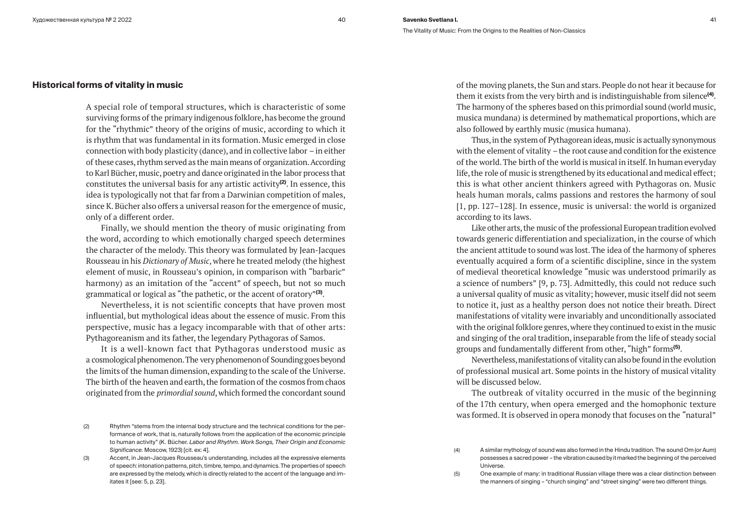## Historical forms of vitality in music

A special role of temporal structures, which is characteristic of some surviving forms of the primary indigenous folklore, has become the ground for the "rhythmic" theory of the origins of music, according to which it is rhythm that was fundamental in its formation. Music emerged in close connection with body plasticity (dance), and in collective labor – in either of these cases, rhythm served as the main means of organization. According to Karl Bücher, music, poetry and dance originated in the labor process that constitutes the universal basis for any artistic activity[(2)]. In essence, this idea is typologically not that far from a Darwinian competition of males, since K. Bücher also offers a universal reason for the emergence of music, only of a different order.

Finally, we should mention the theory of music originating from the word, according to which emotionally charged speech determines the character of the melody. This theory was formulated by Jean-Jacques Rousseau in his *Dictionary of Music*, where he treated melody (the highest element of music, in Rousseau's opinion, in comparison with "barbaric" harmony) as an imitation of the "accent" of speech, but not so much grammatical or logical as "the pathetic, or the accent of oratory"[(3)].

Nevertheless, it is not scientific concepts that have proven most influential, but mythological ideas about the essence of music. From this perspective, music has a legacy incomparable with that of other arts: Pythagoreanism and its father, the legendary Pythagoras of Samos.

It is a well-known fact that Pythagoras understood music as a cosmological phenomenon. The very phenomenon of Sounding goes beyond the limits of the human dimension, expanding to the scale of the Universe. The birth of the heaven and earth, the formation of the cosmos from chaos originated from the *primordial sound*, which formed the concordant sound of the moving planets, the Sun and stars. People do not hear it because for them it exists from the very birth and is indistinguishable from silence[(4)]. The harmony of the spheres based on this primordial sound (world music, musica mundana) is determined by mathematical proportions, which are also followed by earthly music (musica humana).

Thus, in the system of Pythagorean ideas, music is actually synonymous with the element of vitality – the root cause and condition for the existence of the world. The birth of the world is musical in itself. In human everyday life, the role of music is strengthened by its educational and medical effect; this is what other ancient thinkers agreed with Pythagoras on. Music heals human morals, calms passions and restores the harmony of soul [1, pp. 127–128]. In essence, music is universal: the world is organized according to its laws.

Like other arts, the music of the professional European tradition evolved towards generic differentiation and specialization, in the course of which the ancient attitude to sound was lost. The idea of the harmony of spheres eventually acquired a form of a scientific discipline, since in the system of medieval theoretical knowledge "music was understood primarily as a science of numbers" [9, p. 73]. Admittedly, this could not reduce such a universal quality of music as vitality; however, music itself did not seem to notice it, just as a healthy person does not notice their breath. Direct manifestations of vitality were invariably and unconditionally associated with the original folklore genres, where they continued to exist in the music and singing of the oral tradition, inseparable from the life of steady social groups and fundamentally different from other, "high" forms[(5)].

Nevertheless, manifestations of vitality can also be found in the evolution of professional musical art. Some points in the history of musical vitality will be discussed below.

The outbreak of vitality occurred in the music of the beginning of the 17th century, when opera emerged and the homophonic texture was formed. It is observed in opera monody that focuses on the "natural"

---

(2) Rhythm "stems from the internal body structure and the technical conditions for the performance of work, that is, naturally follows from the application of the economic principle to human activity" (K. Bücher. *Labor and Rhythm. Work Songs, Their Origin and Economic Significance*. Moscow, 1923) [cit. ex: 4].

(3) Accent, in Jean-Jacques Rousseau's understanding, includes all the expressive elements of speech: intonation patterns, pitch, timbre, tempo, and dynamics. The properties of speech are expressed by the melody, which is directly related to the accent of the language and imitates it [see: 5, p. 23].

(4) A similar mythology of sound was also formed in the Hindu tradition. The sound Om (or Aum) possesses a sacred power – the vibration caused by it marked the beginning of the perceived Universe.

(5) One example of many: in traditional Russian village there was a clear distinction between the manners of singing – "church singing" and "street singing" were two different things.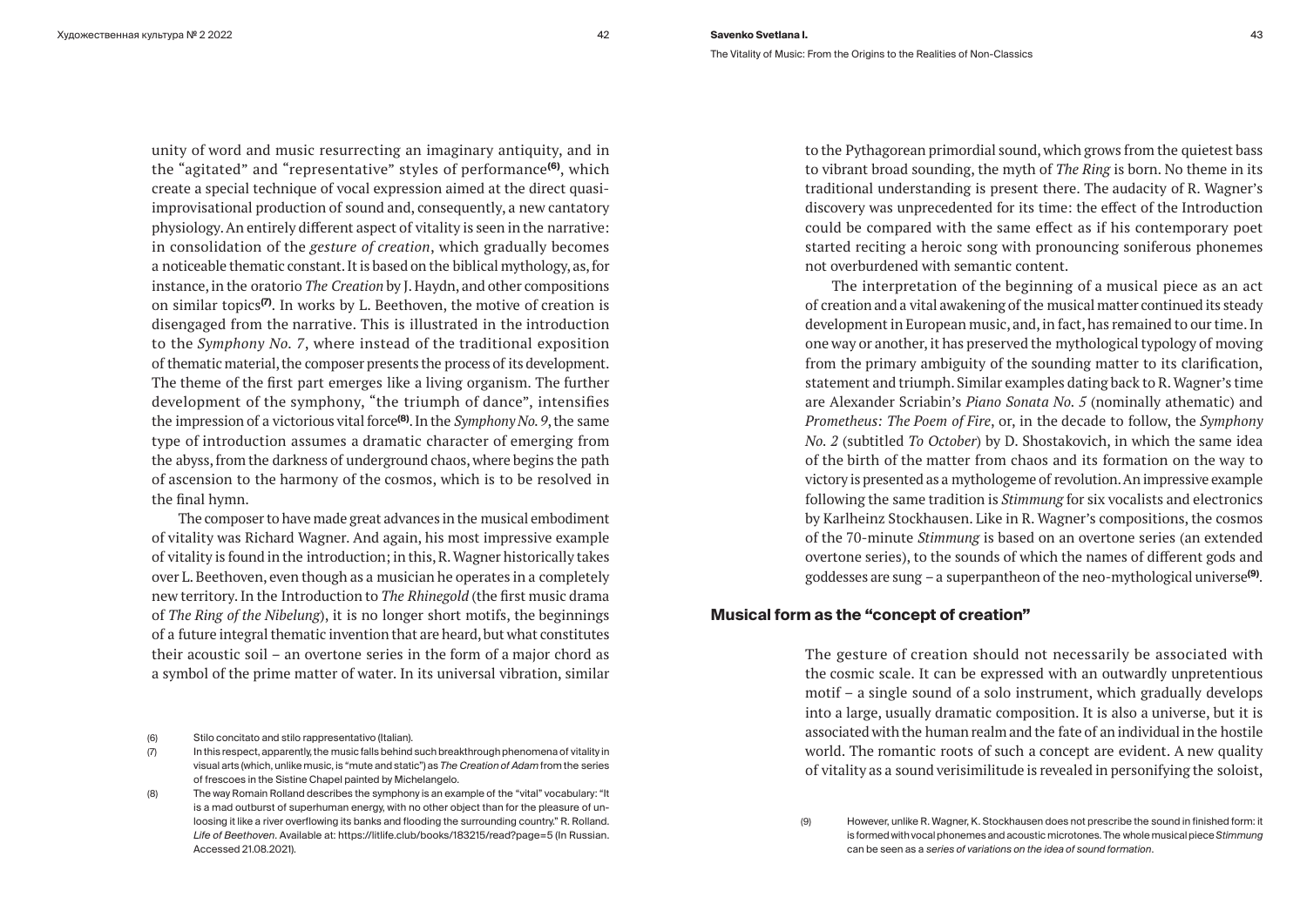unity of word and music resurrecting an imaginary antiquity, and in the "agitated" and "representative" styles of performance[(6)], which create a special technique of vocal expression aimed at the direct quasi-improvisational production of sound and, consequently, a new cantatory physiology. An entirely different aspect of vitality is seen in the narrative: in consolidation of the *gesture of creation*, which gradually becomes a noticeable thematic constant. It is based on the biblical mythology, as, for instance, in the oratorio *The Creation* by J. Haydn, and other compositions on similar topics[(7)]. In works by L. Beethoven, the motive of creation is disengaged from the narrative. This is illustrated in the introduction to the *Symphony No. 7*, where instead of the traditional exposition of thematic material, the composer presents the process of its development. The theme of the first part emerges like a living organism. The further development of the symphony, "the triumph of dance", intensifies the impression of a victorious vital force[(8)]. In the *Symphony No. 9*, the same type of introduction assumes a dramatic character of emerging from the abyss, from the darkness of underground chaos, where begins the path of ascension to the harmony of the cosmos, which is to be resolved in the final hymn.

The composer to have made great advances in the musical embodiment of vitality was Richard Wagner. And again, his most impressive example of vitality is found in the introduction; in this, R. Wagner historically takes over L. Beethoven, even though as a musician he operates in a completely new territory. In the Introduction to *The Rhinegold* (the first music drama of *The Ring of the Nibelung*), it is no longer short motifs, the beginnings of a future integral thematic invention that are heard, but what constitutes their acoustic soil – an overtone series in the form of a major chord as a symbol of the prime matter of water. In its universal vibration, similar to the Pythagorean primordial sound, which grows from the quietest bass to vibrant broad sounding, the myth of *The Ring* is born. No theme in its traditional understanding is present there. The audacity of R. Wagner's discovery was unprecedented for its time: the effect of the Introduction could be compared with the same effect as if his contemporary poet started reciting a heroic song with pronouncing soniferous phonemes not overburdened with semantic content.

The interpretation of the beginning of a musical piece as an act of creation and a vital awakening of the musical matter continued its steady development in European music, and, in fact, has remained to our time. In one way or another, it has preserved the mythological typology of moving from the primary ambiguity of the sounding matter to its clarification, statement and triumph. Similar examples dating back to R. Wagner's time are Alexander Scriabin's *Piano Sonata No. 5* (nominally athematic) and *Prometheus: The Poem of Fire*, or, in the decade to follow, the *Symphony No. 2* (subtitled *To October*) by D. Shostakovich, in which the same idea of the birth of the matter from chaos and its formation on the way to victory is presented as a mythologeme of revolution. An impressive example following the same tradition is *Stimmung* for six vocalists and electronics by Karlheinz Stockhausen. Like in R. Wagner's compositions, the cosmos of the 70-minute *Stimmung* is based on an overtone series (an extended overtone series), to the sounds of which the names of different gods and goddesses are sung – a superpantheon of the neo-mythological universe[(9)].

## Musical form as the "concept of creation"

The gesture of creation should not necessarily be associated with the cosmic scale. It can be expressed with an outwardly unpretentious motif – a single sound of a solo instrument, which gradually develops into a large, usually dramatic composition. It is also a universe, but it is associated with the human realm and the fate of an individual in the hostile world. The romantic roots of such a concept are evident. A new quality of vitality as a sound verisimilitude is revealed in personifying the soloist,

(6) Stilo concitato and stilo rappresentativo (Italian).

(7) In this respect, apparently, the music falls behind such breakthrough phenomena of vitality in visual arts (which, unlike music, is "mute and static") as *The Creation of Adam* from the series of frescoes in the Sistine Chapel painted by Michelangelo.

(8) The way Romain Rolland describes the symphony is an example of the "vital" vocabulary: "It is a mad outburst of superhuman energy, with no other object than for the pleasure of unloosing it like a river overflowing its banks and flooding the surrounding country." R. Rolland. *Life of Beethoven*. Available at: https://litlife.club/books/183215/read?page=5 (In Russian. Accessed 21.08.2021).

(9) However, unlike R. Wagner, K. Stockhausen does not prescribe the sound in finished form: it is formed with vocal phonemes and acoustic microtones. The whole musical piece *Stimmung* can be seen as a *series of variations on the idea of sound formation*.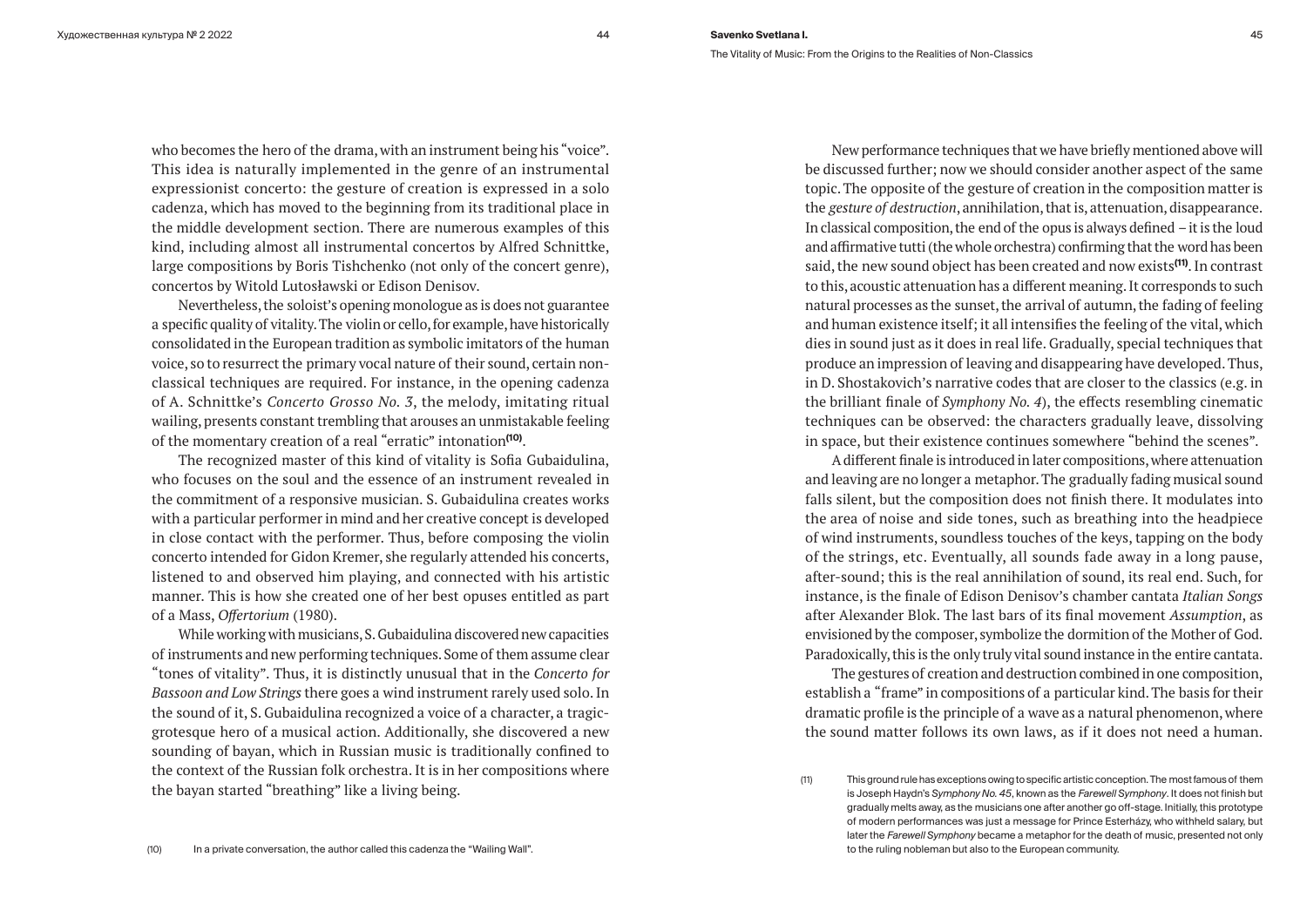who becomes the hero of the drama, with an instrument being his "voice". This idea is naturally implemented in the genre of an instrumental expressionist concerto: the gesture of creation is expressed in a solo cadenza, which has moved to the beginning from its traditional place in the middle development section. There are numerous examples of this kind, including almost all instrumental concertos by Alfred Schnittke, large compositions by Boris Tishchenko (not only of the concert genre), concertos by Witold Lutosławski or Edison Denisov.

Nevertheless, the soloist's opening monologue as is does not guarantee a specific quality of vitality. The violin or cello, for example, have historically consolidated in the European tradition as symbolic imitators of the human voice, so to resurrect the primary vocal nature of their sound, certain non-classical techniques are required. For instance, in the opening cadenza of A. Schnittke's *Concerto Grosso No. 3*, the melody, imitating ritual wailing, presents constant trembling that arouses an unmistakable feeling of the momentary creation of a real "erratic" intonation[10].

The recognized master of this kind of vitality is Sofia Gubaidulina, who focuses on the soul and the essence of an instrument revealed in the commitment of a responsive musician. S. Gubaidulina creates works with a particular performer in mind and her creative concept is developed in close contact with the performer. Thus, before composing the violin concerto intended for Gidon Kremer, she regularly attended his concerts, listened to and observed him playing, and connected with his artistic manner. This is how she created one of her best opuses entitled as part of a Mass, *Offertorium* (1980).

While working with musicians, S. Gubaidulina discovered new capacities of instruments and new performing techniques. Some of them assume clear "tones of vitality". Thus, it is distinctly unusual that in the *Concerto for Bassoon and Low Strings* there goes a wind instrument rarely used solo. In the sound of it, S. Gubaidulina recognized a voice of a character, a tragic-grotesque hero of a musical action. Additionally, she discovered a new sounding of bayan, which in Russian music is traditionally confined to the context of the Russian folk orchestra. It is in her compositions where the bayan started "breathing" like a living being.

New performance techniques that we have briefly mentioned above will be discussed further; now we should consider another aspect of the same topic. The opposite of the gesture of creation in the composition matter is the *gesture of destruction*, annihilation, that is, attenuation, disappearance. In classical composition, the end of the opus is always defined – it is the loud and affirmative tutti (the whole orchestra) confirming that the word has been said, the new sound object has been created and now exists[11]. In contrast to this, acoustic attenuation has a different meaning. It corresponds to such natural processes as the sunset, the arrival of autumn, the fading of feeling and human existence itself; it all intensifies the feeling of the vital, which dies in sound just as it does in real life. Gradually, special techniques that produce an impression of leaving and disappearing have developed. Thus, in D. Shostakovich's narrative codes that are closer to the classics (e.g. in the brilliant finale of *Symphony No. 4*), the effects resembling cinematic techniques can be observed: the characters gradually leave, dissolving in space, but their existence continues somewhere "behind the scenes".

A different finale is introduced in later compositions, where attenuation and leaving are no longer a metaphor. The gradually fading musical sound falls silent, but the composition does not finish there. It modulates into the area of noise and side tones, such as breathing into the headpiece of wind instruments, soundless touches of the keys, tapping on the body of the strings, etc. Eventually, all sounds fade away in a long pause, after-sound; this is the real annihilation of sound, its real end. Such, for instance, is the finale of Edison Denisov's chamber cantata *Italian Songs* after Alexander Blok. The last bars of its final movement *Assumption*, as envisioned by the composer, symbolize the dormition of the Mother of God. Paradoxically, this is the only truly vital sound instance in the entire cantata.

The gestures of creation and destruction combined in one composition, establish a "frame" in compositions of a particular kind. The basis for their dramatic profile is the principle of a wave as a natural phenomenon, where the sound matter follows its own laws, as if it does not need a human.

(10) In a private conversation, the author called this cadenza the "Wailing Wall".

(11) This ground rule has exceptions owing to specific artistic conception. The most famous of them is Joseph Haydn's *Symphony No. 45*, known as the *Farewell Symphony*. It does not finish but gradually melts away, as the musicians one after another go off-stage. Initially, this prototype of modern performances was just a message for Prince Esterházy, who withheld salary, but later the *Farewell Symphony* became a metaphor for the death of music, presented not only to the ruling nobleman but also to the European community.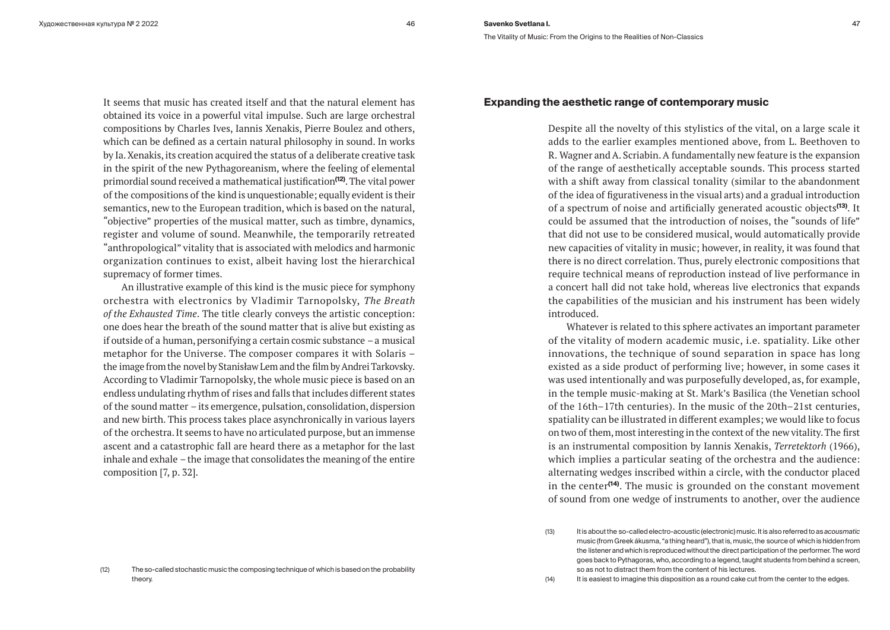It seems that music has created itself and that the natural element has obtained its voice in a powerful vital impulse. Such are large orchestral compositions by Charles Ives, Iannis Xenakis, Pierre Boulez and others, which can be defined as a certain natural philosophy in sound. In works by Ia. Xenakis, its creation acquired the status of a deliberate creative task in the spirit of the new Pythagoreanism, where the feeling of elemental primordial sound received a mathematical justification[(12)]. The vital power of the compositions of the kind is unquestionable; equally evident is their semantics, new to the European tradition, which is based on the natural, "objective" properties of the musical matter, such as timbre, dynamics, register and volume of sound. Meanwhile, the temporarily retreated "anthropological" vitality that is associated with melodics and harmonic organization continues to exist, albeit having lost the hierarchical supremacy of former times.

An illustrative example of this kind is the music piece for symphony orchestra with electronics by Vladimir Tarnopolsky, *The Breath of the Exhausted Time*. The title clearly conveys the artistic conception: one does hear the breath of the sound matter that is alive but existing as if outside of a human, personifying a certain cosmic substance – a musical metaphor for the Universe. The composer compares it with Solaris – the image from the novel by Stanisław Lem and the film by Andrei Tarkovsky. According to Vladimir Tarnopolsky, the whole music piece is based on an endless undulating rhythm of rises and falls that includes different states of the sound matter – its emergence, pulsation, consolidation, dispersion and new birth. This process takes place asynchronically in various layers of the orchestra. It seems to have no articulated purpose, but an immense ascent and a catastrophic fall are heard there as a metaphor for the last inhale and exhale – the image that consolidates the meaning of the entire composition [7, p. 32].

(12) The so-called stochastic music the composing technique of which is based on the probability theory.

## Expanding the aesthetic range of contemporary music

Despite all the novelty of this stylistics of the vital, on a large scale it adds to the earlier examples mentioned above, from L. Beethoven to R. Wagner and A. Scriabin. A fundamentally new feature is the expansion of the range of aesthetically acceptable sounds. This process started with a shift away from classical tonality (similar to the abandonment of the idea of figurativeness in the visual arts) and a gradual introduction of a spectrum of noise and artificially generated acoustic objects[(13)]. It could be assumed that the introduction of noises, the "sounds of life" that did not use to be considered musical, would automatically provide new capacities of vitality in music; however, in reality, it was found that there is no direct correlation. Thus, purely electronic compositions that require technical means of reproduction instead of live performance in a concert hall did not take hold, whereas live electronics that expands the capabilities of the musician and his instrument has been widely introduced.

Whatever is related to this sphere activates an important parameter of the vitality of modern academic music, i.e. spatiality. Like other innovations, the technique of sound separation in space has long existed as a side product of performing live; however, in some cases it was used intentionally and was purposefully developed, as, for example, in the temple music-making at St. Mark's Basilica (the Venetian school of the 16th–17th centuries). In the music of the 20th–21st centuries, spatiality can be illustrated in different examples; we would like to focus on two of them, most interesting in the context of the new vitality. The first is an instrumental composition by Iannis Xenakis, *Terretektorh* (1966), which implies a particular seating of the orchestra and the audience: alternating wedges inscribed within a circle, with the conductor placed in the center[(14)]. The music is grounded on the constant movement of sound from one wedge of instruments to another, over the audience

(13) It is about the so-called electro-acoustic (electronic) music. It is also referred to as *acousmatic* music (from Greek ákusma, "a thing heard"), that is, music, the source of which is hidden from the listener and which is reproduced without the direct participation of the performer. The word goes back to Pythagoras, who, according to a legend, taught students from behind a screen, so as not to distract them from the content of his lectures.

(14) It is easiest to imagine this disposition as a round cake cut from the center to the edges.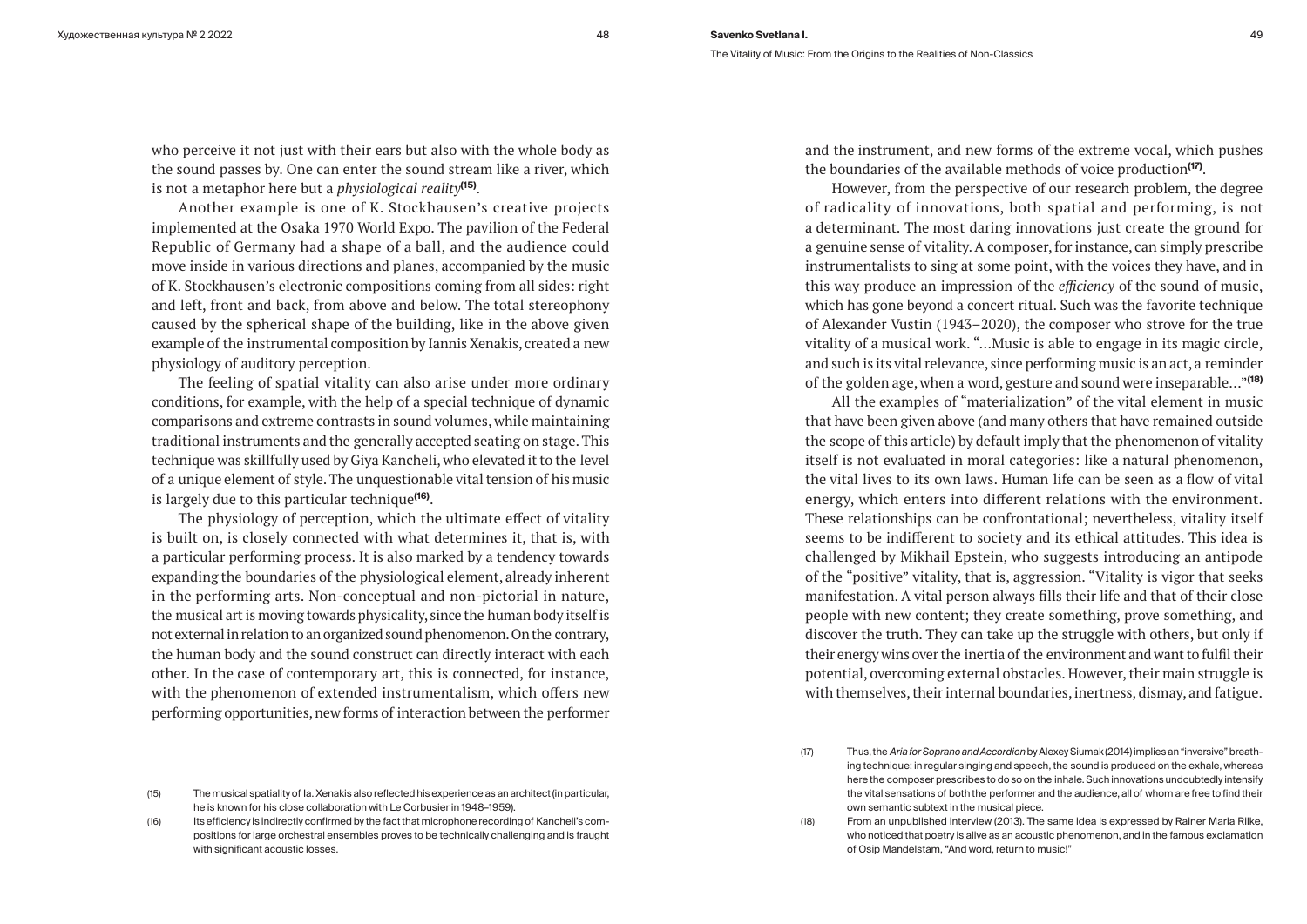who perceive it not just with their ears but also with the whole body as the sound passes by. One can enter the sound stream like a river, which is not a metaphor here but a *physiological reality*[15].

Another example is one of K. Stockhausen's creative projects implemented at the Osaka 1970 World Expo. The pavilion of the Federal Republic of Germany had a shape of a ball, and the audience could move inside in various directions and planes, accompanied by the music of K. Stockhausen's electronic compositions coming from all sides: right and left, front and back, from above and below. The total stereophony caused by the spherical shape of the building, like in the above given example of the instrumental composition by Iannis Xenakis, created a new physiology of auditory perception.

The feeling of spatial vitality can also arise under more ordinary conditions, for example, with the help of a special technique of dynamic comparisons and extreme contrasts in sound volumes, while maintaining traditional instruments and the generally accepted seating on stage. This technique was skillfully used by Giya Kancheli, who elevated it to the level of a unique element of style. The unquestionable vital tension of his music is largely due to this particular technique[16].

The physiology of perception, which the ultimate effect of vitality is built on, is closely connected with what determines it, that is, with a particular performing process. It is also marked by a tendency towards expanding the boundaries of the physiological element, already inherent in the performing arts. Non-conceptual and non-pictorial in nature, the musical art is moving towards physicality, since the human body itself is not external in relation to an organized sound phenomenon. On the contrary, the human body and the sound construct can directly interact with each other. In the case of contemporary art, this is connected, for instance, with the phenomenon of extended instrumentalism, which offers new performing opportunities, new forms of interaction between the performer and the instrument, and new forms of the extreme vocal, which pushes the boundaries of the available methods of voice production[17].

However, from the perspective of our research problem, the degree of radicality of innovations, both spatial and performing, is not a determinant. The most daring innovations just create the ground for a genuine sense of vitality. A composer, for instance, can simply prescribe instrumentalists to sing at some point, with the voices they have, and in this way produce an impression of the *efficiency* of the sound of music, which has gone beyond a concert ritual. Such was the favorite technique of Alexander Vustin (1943–2020), the composer who strove for the true vitality of a musical work. "…Music is able to engage in its magic circle, and such is its vital relevance, since performing music is an act, a reminder of the golden age, when a word, gesture and sound were inseparable…"[18]

All the examples of "materialization" of the vital element in music that have been given above (and many others that have remained outside the scope of this article) by default imply that the phenomenon of vitality itself is not evaluated in moral categories: like a natural phenomenon, the vital lives to its own laws. Human life can be seen as a flow of vital energy, which enters into different relations with the environment. These relationships can be confrontational; nevertheless, vitality itself seems to be indifferent to society and its ethical attitudes. This idea is challenged by Mikhail Epstein, who suggests introducing an antipode of the "positive" vitality, that is, aggression. "Vitality is vigor that seeks manifestation. A vital person always fills their life and that of their close people with new content; they create something, prove something, and discover the truth. They can take up the struggle with others, but only if their energy wins over the inertia of the environment and want to fulfil their potential, overcoming external obstacles. However, their main struggle is with themselves, their internal boundaries, inertness, dismay, and fatigue.

(15) The musical spatiality of Ia. Xenakis also reflected his experience as an architect (in particular, he is known for his close collaboration with Le Corbusier in 1948–1959).

(16) Its efficiency is indirectly confirmed by the fact that microphone recording of Kancheli's compositions for large orchestral ensembles proves to be technically challenging and is fraught with significant acoustic losses.

(17) Thus, the *Aria for Soprano and Accordion* by Alexey Siumak (2014) implies an "inversive" breathing technique: in regular singing and speech, the sound is produced on the exhale, whereas here the composer prescribes to do so on the inhale. Such innovations undoubtedly intensify the vital sensations of both the performer and the audience, all of whom are free to find their own semantic subtext in the musical piece.

(18) From an unpublished interview (2013). The same idea is expressed by Rainer Maria Rilke, who noticed that poetry is alive as an acoustic phenomenon, and in the famous exclamation of Osip Mandelstam, "And word, return to music!"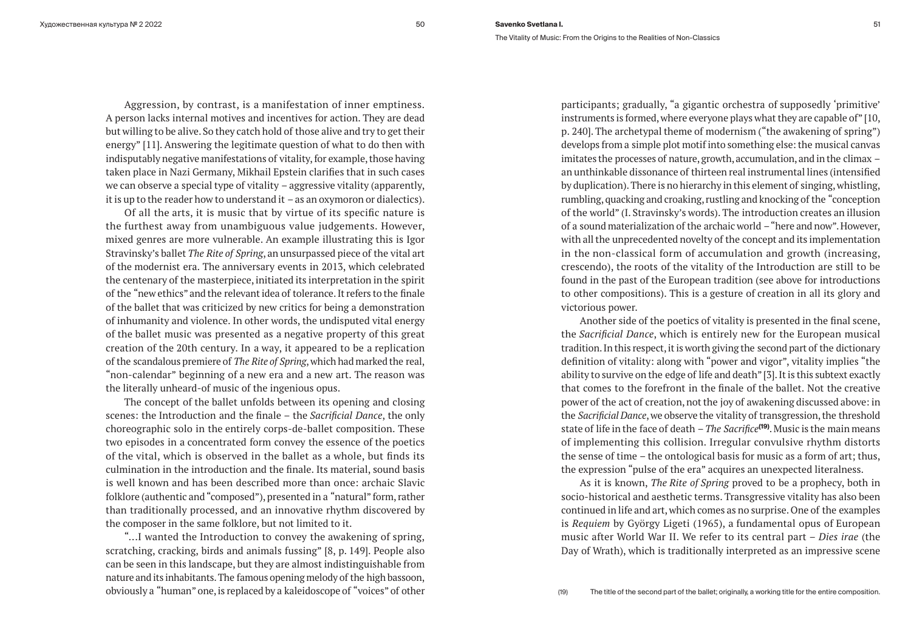Aggression, by contrast, is a manifestation of inner emptiness. A person lacks internal motives and incentives for action. They are dead but willing to be alive. So they catch hold of those alive and try to get their energy" [11]. Answering the legitimate question of what to do then with indisputably negative manifestations of vitality, for example, those having taken place in Nazi Germany, Mikhail Epstein clarifies that in such cases we can observe a special type of vitality – aggressive vitality (apparently, it is up to the reader how to understand it – as an oxymoron or dialectics).

Of all the arts, it is music that by virtue of its specific nature is the furthest away from unambiguous value judgements. However, mixed genres are more vulnerable. An example illustrating this is Igor Stravinsky's ballet *The Rite of Spring*, an unsurpassed piece of the vital art of the modernist era. The anniversary events in 2013, which celebrated the centenary of the masterpiece, initiated its interpretation in the spirit of the "new ethics" and the relevant idea of tolerance. It refers to the finale of the ballet that was criticized by new critics for being a demonstration of inhumanity and violence. In other words, the undisputed vital energy of the ballet music was presented as a negative property of this great creation of the 20th century. In a way, it appeared to be a replication of the scandalous premiere of *The Rite of Spring*, which had marked the real, "non-calendar" beginning of a new era and a new art. The reason was the literally unheard-of music of the ingenious opus.

The concept of the ballet unfolds between its opening and closing scenes: the Introduction and the finale – the *Sacrificial Dance*, the only choreographic solo in the entirely corps-de-ballet composition. These two episodes in a concentrated form convey the essence of the poetics of the vital, which is observed in the ballet as a whole, but finds its culmination in the introduction and the finale. Its material, sound basis is well known and has been described more than once: archaic Slavic folklore (authentic and "composed"), presented in a "natural" form, rather than traditionally processed, and an innovative rhythm discovered by the composer in the same folklore, but not limited to it.

"…I wanted the Introduction to convey the awakening of spring, scratching, cracking, birds and animals fussing" [8, p. 149]. People also can be seen in this landscape, but they are almost indistinguishable from nature and its inhabitants. The famous opening melody of the high bassoon, obviously a "human" one, is replaced by a kaleidoscope of "voices" of other participants; gradually, "a gigantic orchestra of supposedly 'primitive' instruments is formed, where everyone plays what they are capable of" [10, p. 240]. The archetypal theme of modernism ("the awakening of spring") develops from a simple plot motif into something else: the musical canvas imitates the processes of nature, growth, accumulation, and in the climax – an unthinkable dissonance of thirteen real instrumental lines (intensified by duplication). There is no hierarchy in this element of singing, whistling, rumbling, quacking and croaking, rustling and knocking of the "conception of the world" (I. Stravinsky's words). The introduction creates an illusion of a sound materialization of the archaic world – "here and now". However, with all the unprecedented novelty of the concept and its implementation in the non-classical form of accumulation and growth (increasing, crescendo), the roots of the vitality of the Introduction are still to be found in the past of the European tradition (see above for introductions to other compositions). This is a gesture of creation in all its glory and victorious power.

Another side of the poetics of vitality is presented in the final scene, the *Sacrificial Dance*, which is entirely new for the European musical tradition. In this respect, it is worth giving the second part of the dictionary definition of vitality: along with "power and vigor", vitality implies "the ability to survive on the edge of life and death" [3]. It is this subtext exactly that comes to the forefront in the finale of the ballet. Not the creative power of the act of creation, not the joy of awakening discussed above: in the *Sacrificial Dance*, we observe the vitality of transgression, the threshold state of life in the face of death – *The Sacrifice*[19]. Music is the main means of implementing this collision. Irregular convulsive rhythm distorts the sense of time – the ontological basis for music as a form of art; thus, the expression "pulse of the era" acquires an unexpected literalness.

As it is known, *The Rite of Spring* proved to be a prophecy, both in socio-historical and aesthetic terms. Transgressive vitality has also been continued in life and art, which comes as no surprise. One of the examples is *Requiem* by György Ligeti (1965), a fundamental opus of European music after World War II. We refer to its central part – *Dies irae* (the Day of Wrath), which is traditionally interpreted as an impressive scene

(19) The title of the second part of the ballet; originally, a working title for the entire composition.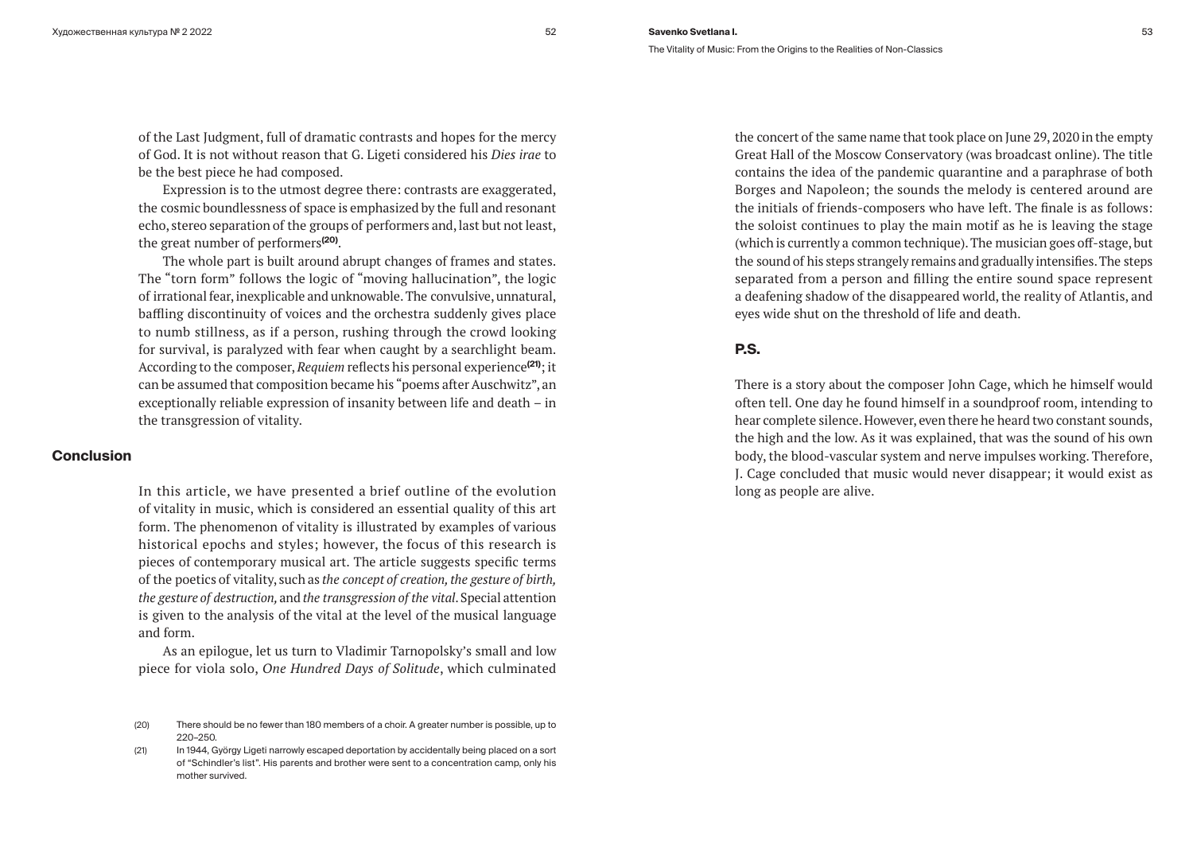of the Last Judgment, full of dramatic contrasts and hopes for the mercy of God. It is not without reason that G. Ligeti considered his *Dies irae* to be the best piece he had composed.

Expression is to the utmost degree there: contrasts are exaggerated, the cosmic boundlessness of space is emphasized by the full and resonant echo, stereo separation of the groups of performers and, last but not least, the great number of performers[20].

The whole part is built around abrupt changes of frames and states. The "torn form" follows the logic of "moving hallucination", the logic of irrational fear, inexplicable and unknowable. The convulsive, unnatural, baffling discontinuity of voices and the orchestra suddenly gives place to numb stillness, as if a person, rushing through the crowd looking for survival, is paralyzed with fear when caught by a searchlight beam. According to the composer, *Requiem* reflects his personal experience[21]; it can be assumed that composition became his "poems after Auschwitz", an exceptionally reliable expression of insanity between life and death – in the transgression of vitality.

## Conclusion

In this article, we have presented a brief outline of the evolution of vitality in music, which is considered an essential quality of this art form. The phenomenon of vitality is illustrated by examples of various historical epochs and styles; however, the focus of this research is pieces of contemporary musical art. The article suggests specific terms of the poetics of vitality, such as *the concept of creation, the gesture of birth, the gesture of destruction,* and *the transgression of the vital*. Special attention is given to the analysis of the vital at the level of the musical language and form.

As an epilogue, let us turn to Vladimir Tarnopolsky's small and low piece for viola solo, *One Hundred Days of Solitude*, which culminated the concert of the same name that took place on June 29, 2020 in the empty Great Hall of the Moscow Conservatory (was broadcast online). The title contains the idea of the pandemic quarantine and a paraphrase of both Borges and Napoleon; the sounds the melody is centered around are the initials of friends-composers who have left. The finale is as follows: the soloist continues to play the main motif as he is leaving the stage (which is currently a common technique). The musician goes off-stage, but the sound of his steps strangely remains and gradually intensifies. The steps separated from a person and filling the entire sound space represent a deafening shadow of the disappeared world, the reality of Atlantis, and eyes wide shut on the threshold of life and death.

## P.S.

There is a story about the composer John Cage, which he himself would often tell. One day he found himself in a soundproof room, intending to hear complete silence. However, even there he heard two constant sounds, the high and the low. As it was explained, that was the sound of his own body, the blood-vascular system and nerve impulses working. Therefore, J. Cage concluded that music would never disappear; it would exist as long as people are alive.

---

(20) There should be no fewer than 180 members of a choir. A greater number is possible, up to 220–250.

(21) In 1944, György Ligeti narrowly escaped deportation by accidentally being placed on a sort of "Schindler's list". His parents and brother were sent to a concentration camp, only his mother survived.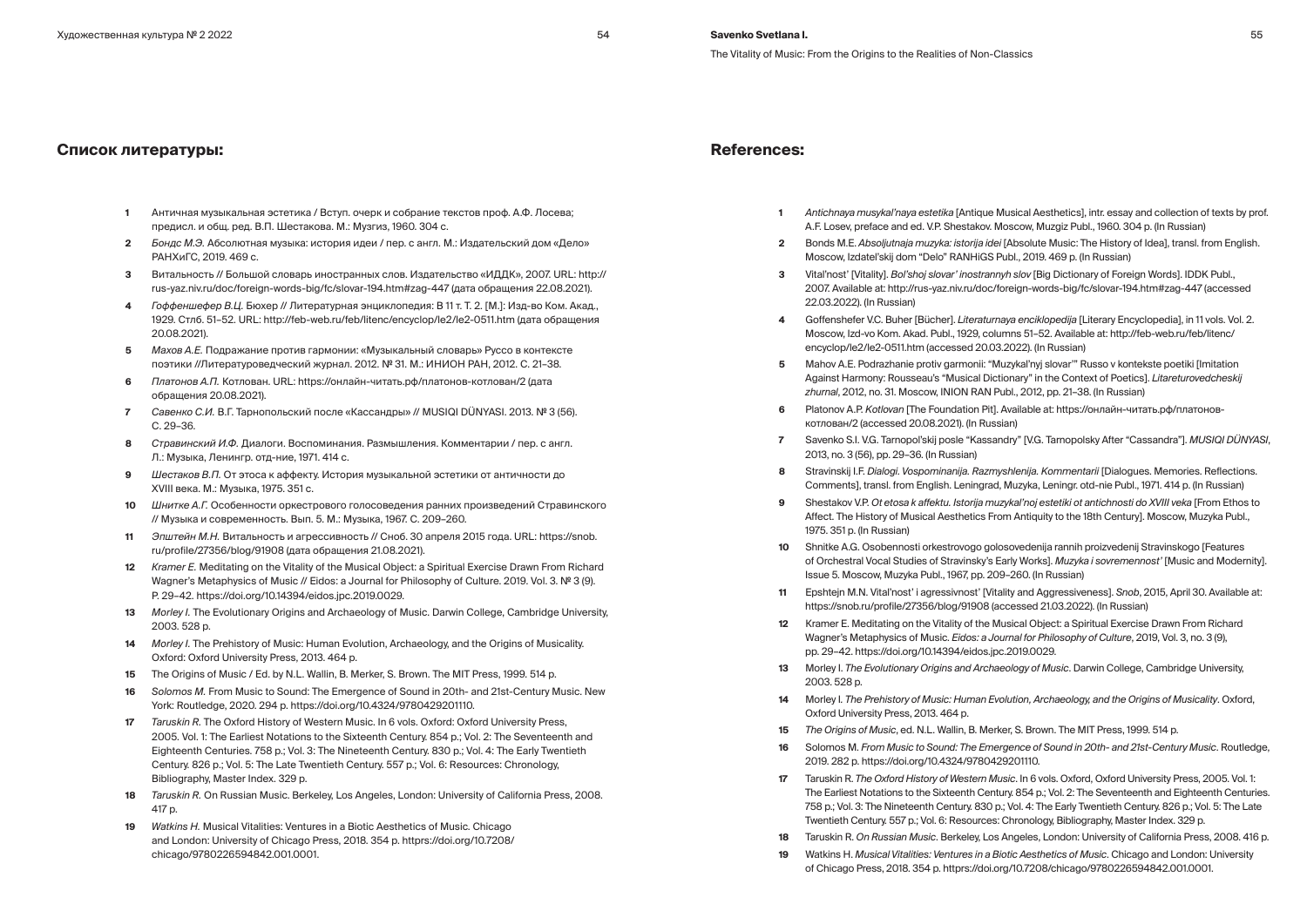## Список литературы:

1. Античная музыкальная эстетика / Вступ. очерк и собрание текстов проф. А.Ф. Лосева; предисл. и общ. ред. В.П. Шестакова. М.: Музгиз, 1960. 304 с.
2. *Бондс М.Э.* Абсолютная музыка: история идеи / пер. с англ. М.: Издательский дом «Дело» РАНХиГС, 2019. 469 с.
3. Витальность // Большой словарь иностранных слов. Издательство «ИДДК», 2007. URL: http://rus-yaz.niv.ru/doc/foreign-words-big/fc/slovar-194.htm#zag-447 (дата обращения 22.08.2021).
4. *Гоффеншефер В.Ц.* Бюхер // Литературная энциклопедия: В 11 т. Т. 2. [М.]: Изд-во Ком. Акад., 1929. Стлб. 51–52. URL: http://feb-web.ru/feb/litenc/encyclop/le2/le2-0511.htm (дата обращения 20.08.2021).
5. *Махов А.Е.* Подражание против гармонии: «Музыкальный словарь» Руссо в контексте поэтики //Литературоведческий журнал. 2012. № 31. М.: ИНИОН РАН, 2012. С. 21–38.
6. *Платонов А.П.* Котлован. URL: https://онлайн-читать.рф/платонов-котлован/2 (дата обращения 20.08.2021).
7. *Савенко С.И.* В.Г. Тарнопольский после «Кассандры» // MUSIQI DÜNYASI. 2013. № 3 (56). С. 29–36.
8. *Стравинский И.Ф.* Диалоги. Воспоминания. Размышления. Комментарии / пер. с англ. Л.: Музыка, Ленингр. отд-ние, 1971. 414 с.
9. *Шестаков В.П.* От этоса к аффекту. История музыкальной эстетики от античности до XVIII века. М.: Музыка, 1975. 351 с.
10. *Шнитке А.Г.* Особенности оркестрового голосоведения ранних произведений Стравинского // Музыка и современность. Вып. 5. М.: Музыка, 1967. С. 209–260.
11. *Эпштейн М.Н.* Витальность и агрессивность // Сноб. 30 апреля 2015 года. URL: https://snob.ru/profile/27356/blog/91908 (дата обращения 21.08.2021).
12. *Kramer E.* Meditating on the Vitality of the Musical Object: a Spiritual Exercise Drawn From Richard Wagner's Metaphysics of Music // Eidos: a Journal for Philosophy of Culture. 2019. Vol. 3. № 3 (9). P. 29–42. https://doi.org/10.14394/eidos.jpc.2019.0029.
13. *Morley I.* The Evolutionary Origins and Archaeology of Music. Darwin College, Cambridge University, 2003. 528 p.
14. *Morley I.* The Prehistory of Music: Human Evolution, Archaeology, and the Origins of Musicality. Oxford: Oxford University Press, 2013. 464 p.
15. The Origins of Music / Ed. by N.L. Wallin, B. Merker, S. Brown. The MIT Press, 1999. 514 p.
16. *Solomos M.* From Music to Sound: The Emergence of Sound in 20th- and 21st-Century Music. New York: Routledge, 2020. 294 p. https://doi.org/10.4324/9780429201110.
17. *Taruskin R.* The Oxford History of Western Music. In 6 vols. Oxford: Oxford University Press, 2005. Vol. 1: The Earliest Notations to the Sixteenth Century. 854 p.; Vol. 2: The Seventeenth and Eighteenth Centuries. 758 p.; Vol. 3: The Nineteenth Century. 830 p.; Vol. 4: The Early Twentieth Century. 826 p.; Vol. 5: The Late Twentieth Century. 557 p.; Vol. 6: Resources: Chronology, Bibliography, Master Index. 329 p.
18. *Taruskin R.* On Russian Music. Berkeley, Los Angeles, London: University of California Press, 2008. 417 p.
19. *Watkins H.* Musical Vitalities: Ventures in a Biotic Aesthetics of Music. Chicago and London: University of Chicago Press, 2018. 354 p. https://doi.org/10.7208/chicago/9780226594842.001.0001.

## References:

1. *Antichnaya musykal'naya estetika* [Antique Musical Aesthetics], intr. essay and collection of texts by prof. A.F. Losev, preface and ed. V.P. Shestakov. Moscow, Muzgiz Publ., 1960. 304 p. (In Russian)
2. Bonds M.E. *Absoljutnaja muzyka: istorija idei* [Absolute Music: The History of Idea], transl. from English. Moscow, Izdatel'skij dom "Delo" RANHiGS Publ., 2019. 469 p. (In Russian)
3. Vital'nost' [Vitality]. *Bol'shoj slovar' inostrannyh slov* [Big Dictionary of Foreign Words]. IDDK Publ., 2007. Available at: http://rus-yaz.niv.ru/doc/foreign-words-big/fc/slovar-194.htm#zag-447 (accessed 22.03.2022). (In Russian)
4. Goffenshefer V.C. Buher [Bücher]. *Literaturnaya enciklopedija* [Literary Encyclopedia], in 11 vols. Vol. 2. Moscow, Izd-vo Kom. Akad. Publ., 1929, columns 51–52. Available at: http://feb-web.ru/feb/litenc/encyclop/le2/le2-0511.htm (accessed 20.03.2022). (In Russian)
5. Mahov A.E. Podrazhanie protiv garmonii: "Muzykal'nyj slovar'" Russo v kontekste poetiki [Imitation Against Harmony: Rousseau's "Musical Dictionary" in the Context of Poetics]. *Litareturovedcheskij zhurnal*, 2012, no. 31. Moscow, INION RAN Publ., 2012, pp. 21–38. (In Russian)
6. Platonov A.P. *Kotlovan* [The Foundation Pit]. Available at: https://онлайн-читать.рф/платонов-котлован/2 (accessed 20.08.2021). (In Russian)
7. Savenko S.I. V.G. Tarnopol'skij posle "Kassandry" [V.G. Tarnopolsky After "Cassandra"]. *MUSIQI DÜNYASI*, 2013, no. 3 (56), pp. 29–36. (In Russian)
8. Stravinskij I.F. *Dialogi. Vospominanija. Razmyshlenija. Kommentarii* [Dialogues. Memories. Reflections. Comments], transl. from English. Leningrad, Muzyka, Leningr. otd-nie Publ., 1971. 414 p. (In Russian)
9. Shestakov V.P. *Ot etosa k affektu. Istorija muzykal'noj estetiki ot antichnosti do XVIII veka* [From Ethos to Affect. The History of Musical Aesthetics From Antiquity to the 18th Century]. Moscow, Muzyka Publ., 1975. 351 p. (In Russian)
10. Shnitke A.G. Osobennosti orkestrovogo golosovedenija rannih proizvedenij Stravinskogo [Features of Orchestral Vocal Studies of Stravinsky's Early Works]. *Muzyka i sovremennost'* [Music and Modernity]. Issue 5. Moscow, Muzyka Publ., 1967, pp. 209–260. (In Russian)
11. Epshtejn M.N. Vital'nost' i agressivnost' [Vitality and Aggressiveness]. *Snob*, 2015, April 30. Available at: https://snob.ru/profile/27356/blog/91908 (accessed 21.03.2022). (In Russian)
12. Kramer E. Meditating on the Vitality of the Musical Object: a Spiritual Exercise Drawn From Richard Wagner's Metaphysics of Music. *Eidos: a Journal for Philosophy of Culture*, 2019, Vol. 3, no. 3 (9), pp. 29–42. https://doi.org/10.14394/eidos.jpc.2019.0029.
13. Morley I. *The Evolutionary Origins and Archaeology of Music*. Darwin College, Cambridge University, 2003. 528 p.
14. Morley I. *The Prehistory of Music: Human Evolution, Archaeology, and the Origins of Musicality*. Oxford, Oxford University Press, 2013. 464 p.
15. *The Origins of Music*, ed. N.L. Wallin, B. Merker, S. Brown. The MIT Press, 1999. 514 p.
16. Solomos M. *From Music to Sound: The Emergence of Sound in 20th- and 21st-Century Music*. Routledge, 2019. 282 p. https://doi.org/10.4324/9780429201110.
17. Taruskin R. *The Oxford History of Western Music*. In 6 vols. Oxford, Oxford University Press, 2005. Vol. 1: The Earliest Notations to the Sixteenth Century. 854 p.; Vol. 2: The Seventeenth and Eighteenth Centuries. 758 p.; Vol. 3: The Nineteenth Century. 830 p.; Vol. 4: The Early Twentieth Century. 826 p.; Vol. 5: The Late Twentieth Century. 557 p.; Vol. 6: Resources: Chronology, Bibliography, Master Index. 329 p.
18. Taruskin R. *On Russian Music*. Berkeley, Los Angeles, London: University of California Press, 2008. 416 p.
19. Watkins H. *Musical Vitalities: Ventures in a Biotic Aesthetics of Music*. Chicago and London: University of Chicago Press, 2018. 354 p. https://doi.org/10.7208/chicago/9780226594842.001.0001.